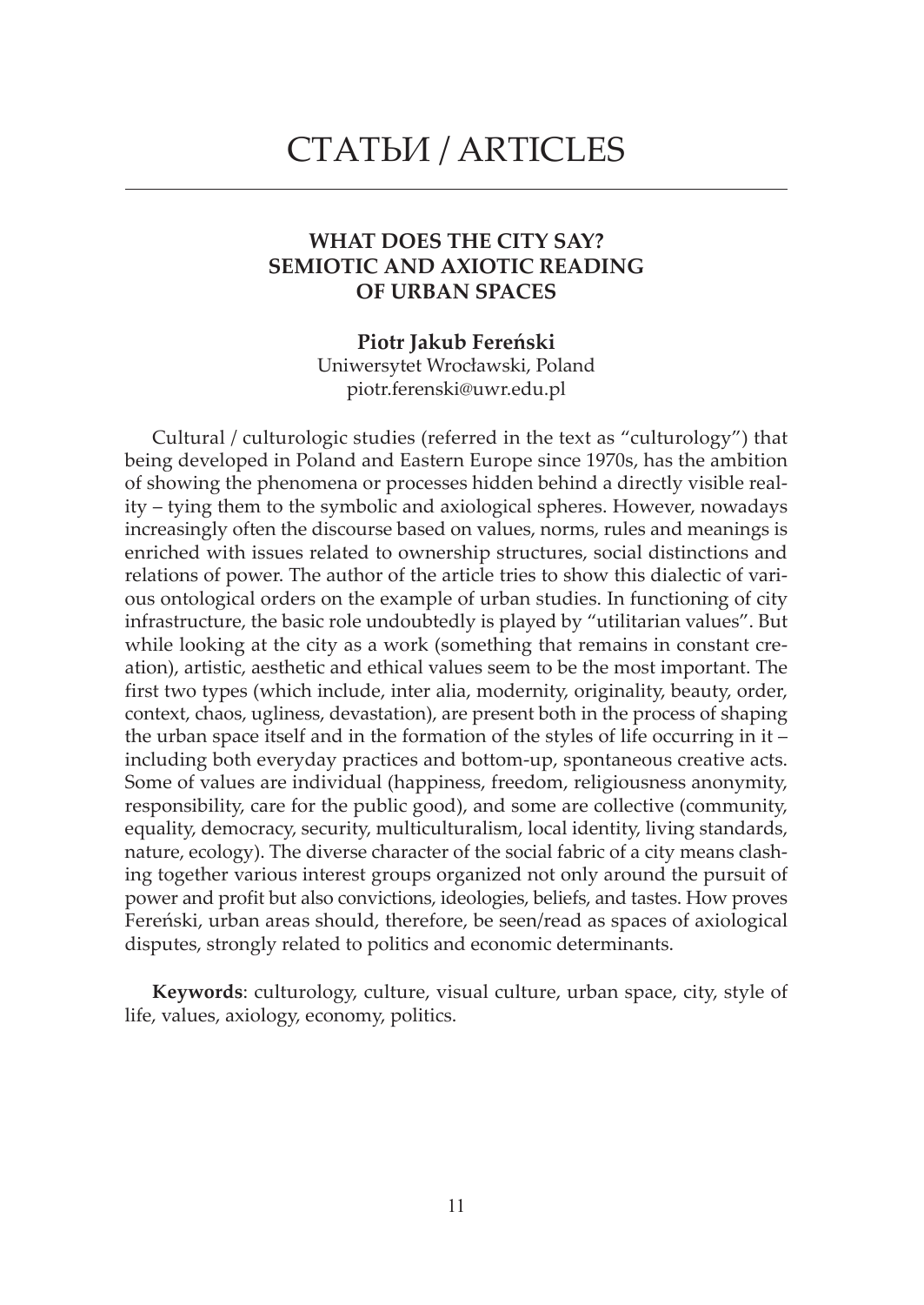# СТАТЬИ / ARTICLES

## WHAT DOES THE CITY SAY? SEMIOTIC AND AXIOTIC READING OF URBAN SPACES

**Piotr Jakub Fereński**
Uniwersytet Wrocławski, Poland
piotr.ferenski@uwr.edu.pl

Cultural / culturologic studies (referred in the text as "culturology") that being developed in Poland and Eastern Europe since 1970s, has the ambition of showing the phenomena or processes hidden behind a directly visible reality – tying them to the symbolic and axiological spheres. However, nowadays increasingly often the discourse based on values, norms, rules and meanings is enriched with issues related to ownership structures, social distinctions and relations of power. The author of the article tries to show this dialectic of various ontological orders on the example of urban studies. In functioning of city infrastructure, the basic role undoubtedly is played by "utilitarian values". But while looking at the city as a work (something that remains in constant creation), artistic, aesthetic and ethical values seem to be the most important. The first two types (which include, inter alia, modernity, originality, beauty, order, context, chaos, ugliness, devastation), are present both in the process of shaping the urban space itself and in the formation of the styles of life occurring in it – including both everyday practices and bottom-up, spontaneous creative acts. Some of values are individual (happiness, freedom, religiousness anonymity, responsibility, care for the public good), and some are collective (community, equality, democracy, security, multiculturalism, local identity, living standards, nature, ecology). The diverse character of the social fabric of a city means clashing together various interest groups organized not only around the pursuit of power and profit but also convictions, ideologies, beliefs, and tastes. How proves Fereński, urban areas should, therefore, be seen/read as spaces of axiological disputes, strongly related to politics and economic determinants.

**Keywords**: culturology, culture, visual culture, urban space, city, style of life, values, axiology, economy, politics.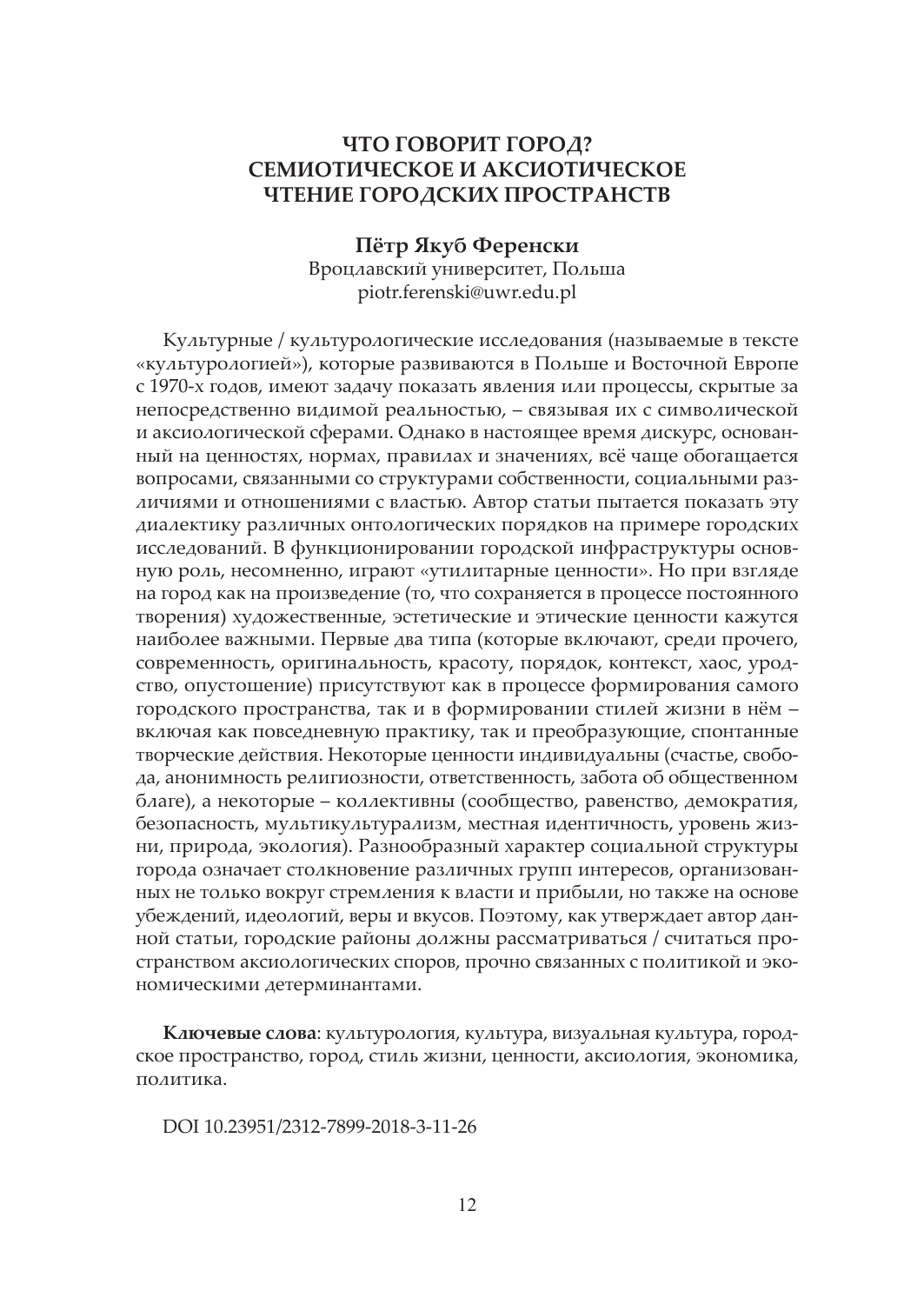# ЧТО ГОВОРИТ ГОРОД? СЕМИОТИЧЕСКОЕ И АКСИОТИЧЕСКОЕ ЧТЕНИЕ ГОРОДСКИХ ПРОСТРАНСТВ

**Пётр Якуб Ференски**
Вроцлавский университет, Польша
piotr.ferenski@uwr.edu.pl

Культурные / культурологические исследования (называемые в тексте «культурологией»), которые развиваются в Польше и Восточной Европе с 1970-х годов, имеют задачу показать явления или процессы, скрытые за непосредственно видимой реальностью, – связывая их с символической и аксиологической сферами. Однако в настоящее время дискурс, основанный на ценностях, нормах, правилах и значениях, всё чаще обогащается вопросами, связанными со структурами собственности, социальными различиями и отношениями с властью. Автор статьи пытается показать эту диалектику различных онтологических порядков на примере городских исследований. В функционировании городской инфраструктуры основную роль, несомненно, играют «утилитарные ценности». Но при взгляде на город как на произведение (то, что сохраняется в процессе постоянного творения) художественные, эстетические и этические ценности кажутся наиболее важными. Первые два типа (которые включают, среди прочего, современность, оригинальность, красоту, порядок, контекст, хаос, уродство, опустошение) присутствуют как в процессе формирования самого городского пространства, так и в формировании стилей жизни в нём – включая как повседневную практику, так и преобразующие, спонтанные творческие действия. Некоторые ценности индивидуальны (счастье, свобода, анонимность религиозности, ответственность, забота об общественном благе), а некоторые – коллективны (сообщество, равенство, демократия, безопасность, мультикультурализм, местная идентичность, уровень жизни, природа, экология). Разнообразный характер социальной структуры города означает столкновение различных групп интересов, организованных не только вокруг стремления к власти и прибыли, но также на основе убеждений, идеологий, веры и вкусов. Поэтому, как утверждает автор данной статьи, городские районы должны рассматриваться / считаться пространством аксиологических споров, прочно связанных с политикой и экономическими детерминантами.

**Ключевые слова**: культурология, культура, визуальная культура, городское пространство, город, стиль жизни, ценности, аксиология, экономика, политика.

DOI 10.23951/2312-7899-2018-3-11-26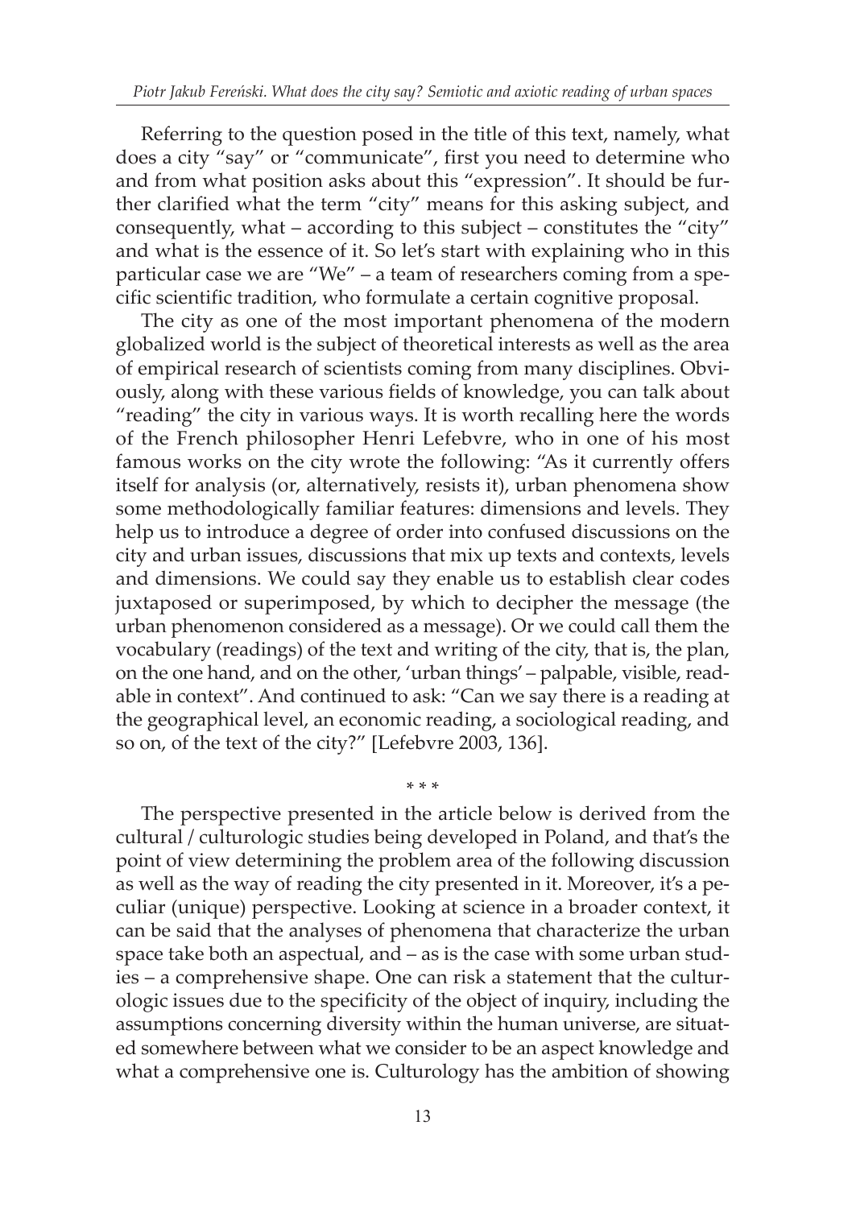Referring to the question posed in the title of this text, namely, what does a city "say" or "communicate", first you need to determine who and from what position asks about this "expression". It should be further clarified what the term "city" means for this asking subject, and consequently, what – according to this subject – constitutes the "city" and what is the essence of it. So let's start with explaining who in this particular case we are "We" – a team of researchers coming from a specific scientific tradition, who formulate a certain cognitive proposal.

The city as one of the most important phenomena of the modern globalized world is the subject of theoretical interests as well as the area of empirical research of scientists coming from many disciplines. Obviously, along with these various fields of knowledge, you can talk about "reading" the city in various ways. It is worth recalling here the words of the French philosopher Henri Lefebvre, who in one of his most famous works on the city wrote the following: "As it currently offers itself for analysis (or, alternatively, resists it), urban phenomena show some methodologically familiar features: dimensions and levels. They help us to introduce a degree of order into confused discussions on the city and urban issues, discussions that mix up texts and contexts, levels and dimensions. We could say they enable us to establish clear codes juxtaposed or superimposed, by which to decipher the message (the urban phenomenon considered as a message). Or we could call them the vocabulary (readings) of the text and writing of the city, that is, the plan, on the one hand, and on the other, 'urban things' – palpable, visible, readable in context". And continued to ask: "Can we say there is a reading at the geographical level, an economic reading, a sociological reading, and so on, of the text of the city?" [Lefebvre 2003, 136].

\* \* \*

The perspective presented in the article below is derived from the cultural / culturologic studies being developed in Poland, and that's the point of view determining the problem area of the following discussion as well as the way of reading the city presented in it. Moreover, it's a peculiar (unique) perspective. Looking at science in a broader context, it can be said that the analyses of phenomena that characterize the urban space take both an aspectual, and – as is the case with some urban studies – a comprehensive shape. One can risk a statement that the culturologic issues due to the specificity of the object of inquiry, including the assumptions concerning diversity within the human universe, are situated somewhere between what we consider to be an aspect knowledge and what a comprehensive one is. Culturology has the ambition of showing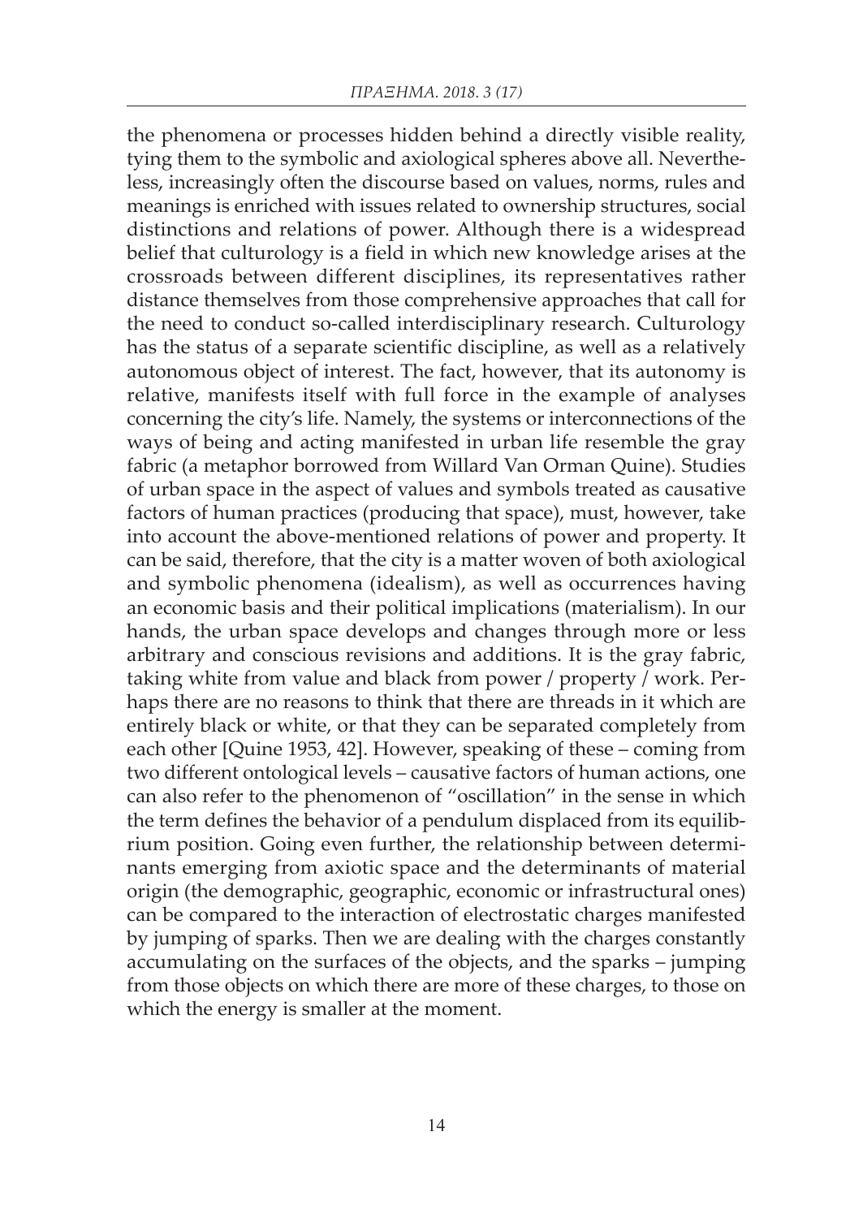the phenomena or processes hidden behind a directly visible reality, tying them to the symbolic and axiological spheres above all. Nevertheless, increasingly often the discourse based on values, norms, rules and meanings is enriched with issues related to ownership structures, social distinctions and relations of power. Although there is a widespread belief that culturology is a field in which new knowledge arises at the crossroads between different disciplines, its representatives rather distance themselves from those comprehensive approaches that call for the need to conduct so-called interdisciplinary research. Culturology has the status of a separate scientific discipline, as well as a relatively autonomous object of interest. The fact, however, that its autonomy is relative, manifests itself with full force in the example of analyses concerning the city's life. Namely, the systems or interconnections of the ways of being and acting manifested in urban life resemble the gray fabric (a metaphor borrowed from Willard Van Orman Quine). Studies of urban space in the aspect of values and symbols treated as causative factors of human practices (producing that space), must, however, take into account the above-mentioned relations of power and property. It can be said, therefore, that the city is a matter woven of both axiological and symbolic phenomena (idealism), as well as occurrences having an economic basis and their political implications (materialism). In our hands, the urban space develops and changes through more or less arbitrary and conscious revisions and additions. It is the gray fabric, taking white from value and black from power / property / work. Perhaps there are no reasons to think that there are threads in it which are entirely black or white, or that they can be separated completely from each other [Quine 1953, 42]. However, speaking of these – coming from two different ontological levels – causative factors of human actions, one can also refer to the phenomenon of "oscillation" in the sense in which the term defines the behavior of a pendulum displaced from its equilibrium position. Going even further, the relationship between determinants emerging from axiotic space and the determinants of material origin (the demographic, geographic, economic or infrastructural ones) can be compared to the interaction of electrostatic charges manifested by jumping of sparks. Then we are dealing with the charges constantly accumulating on the surfaces of the objects, and the sparks – jumping from those objects on which there are more of these charges, to those on which the energy is smaller at the moment.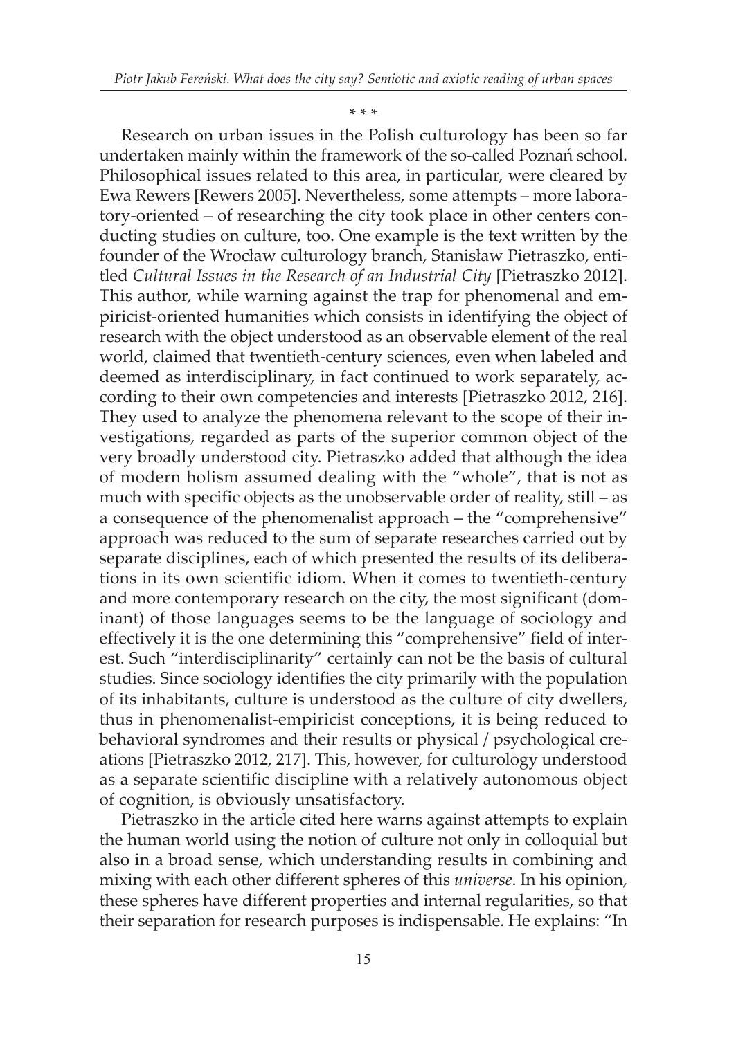\* \* \*

Research on urban issues in the Polish culturology has been so far undertaken mainly within the framework of the so-called Poznań school. Philosophical issues related to this area, in particular, were cleared by Ewa Rewers [Rewers 2005]. Nevertheless, some attempts – more laboratory-oriented – of researching the city took place in other centers conducting studies on culture, too. One example is the text written by the founder of the Wrocław culturology branch, Stanisław Pietraszko, entitled *Cultural Issues in the Research of an Industrial City* [Pietraszko 2012]. This author, while warning against the trap for phenomenal and empiricist-oriented humanities which consists in identifying the object of research with the object understood as an observable element of the real world, claimed that twentieth-century sciences, even when labeled and deemed as interdisciplinary, in fact continued to work separately, according to their own competencies and interests [Pietraszko 2012, 216]. They used to analyze the phenomena relevant to the scope of their investigations, regarded as parts of the superior common object of the very broadly understood city. Pietraszko added that although the idea of modern holism assumed dealing with the "whole", that is not as much with specific objects as the unobservable order of reality, still – as a consequence of the phenomenalist approach – the "comprehensive" approach was reduced to the sum of separate researches carried out by separate disciplines, each of which presented the results of its deliberations in its own scientific idiom. When it comes to twentieth-century and more contemporary research on the city, the most significant (dominant) of those languages seems to be the language of sociology and effectively it is the one determining this "comprehensive" field of interest. Such "interdisciplinarity" certainly can not be the basis of cultural studies. Since sociology identifies the city primarily with the population of its inhabitants, culture is understood as the culture of city dwellers, thus in phenomenalist-empiricist conceptions, it is being reduced to behavioral syndromes and their results or physical / psychological creations [Pietraszko 2012, 217]. This, however, for culturology understood as a separate scientific discipline with a relatively autonomous object of cognition, is obviously unsatisfactory.

Pietraszko in the article cited here warns against attempts to explain the human world using the notion of culture not only in colloquial but also in a broad sense, which understanding results in combining and mixing with each other different spheres of this *universe*. In his opinion, these spheres have different properties and internal regularities, so that their separation for research purposes is indispensable. He explains: "In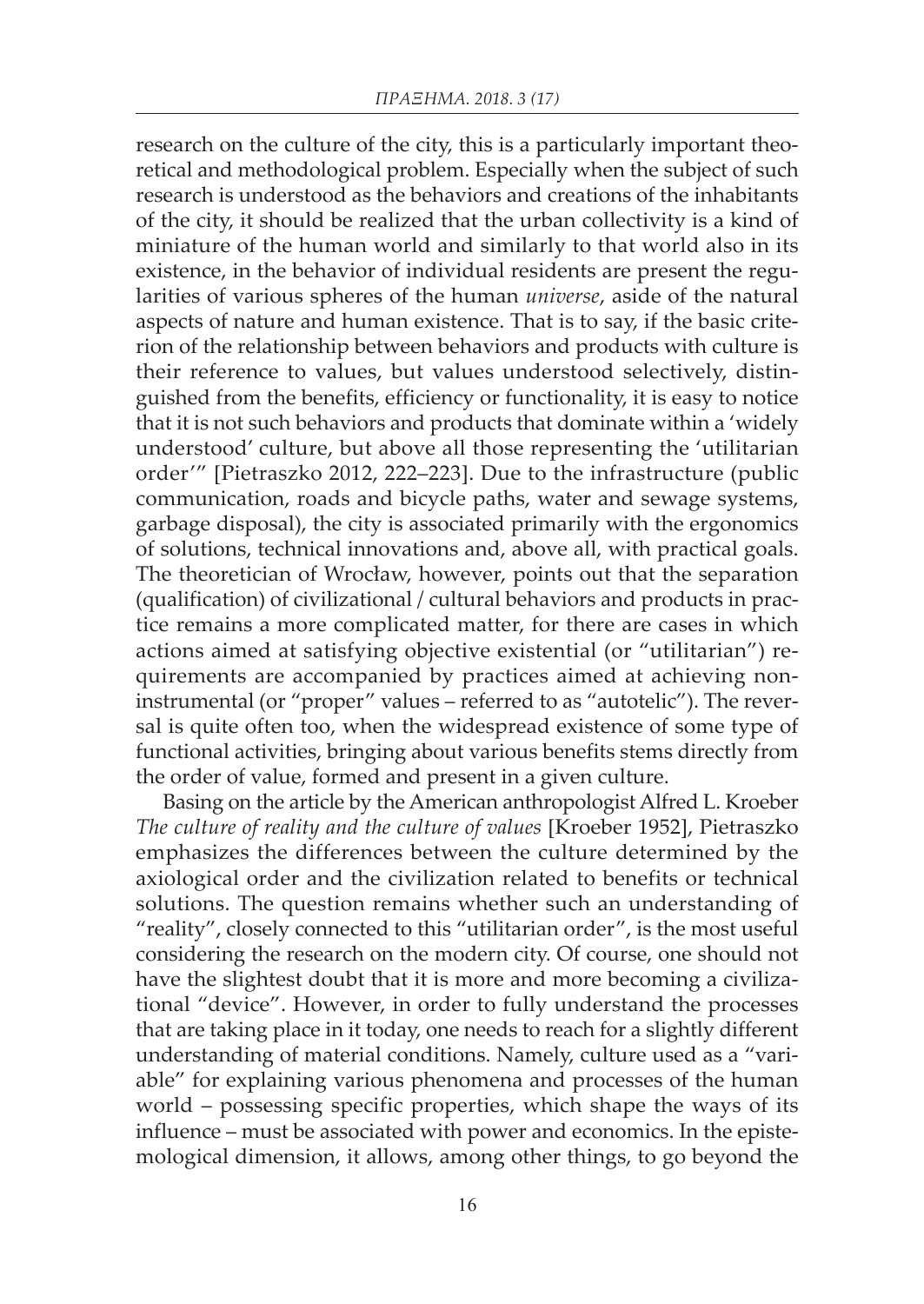research on the culture of the city, this is a particularly important theoretical and methodological problem. Especially when the subject of such research is understood as the behaviors and creations of the inhabitants of the city, it should be realized that the urban collectivity is a kind of miniature of the human world and similarly to that world also in its existence, in the behavior of individual residents are present the regularities of various spheres of the human *universe*, aside of the natural aspects of nature and human existence. That is to say, if the basic criterion of the relationship between behaviors and products with culture is their reference to values, but values understood selectively, distinguished from the benefits, efficiency or functionality, it is easy to notice that it is not such behaviors and products that dominate within a 'widely understood' culture, but above all those representing the 'utilitarian order'" [Pietraszko 2012, 222–223]. Due to the infrastructure (public communication, roads and bicycle paths, water and sewage systems, garbage disposal), the city is associated primarily with the ergonomics of solutions, technical innovations and, above all, with practical goals. The theoretician of Wrocław, however, points out that the separation (qualification) of civilizational / cultural behaviors and products in practice remains a more complicated matter, for there are cases in which actions aimed at satisfying objective existential (or "utilitarian") requirements are accompanied by practices aimed at achieving non-instrumental (or "proper" values – referred to as "autotelic"). The reversal is quite often too, when the widespread existence of some type of functional activities, bringing about various benefits stems directly from the order of value, formed and present in a given culture.

Basing on the article by the American anthropologist Alfred L. Kroeber *The culture of reality and the culture of values* [Kroeber 1952], Pietraszko emphasizes the differences between the culture determined by the axiological order and the civilization related to benefits or technical solutions. The question remains whether such an understanding of "reality", closely connected to this "utilitarian order", is the most useful considering the research on the modern city. Of course, one should not have the slightest doubt that it is more and more becoming a civilizational "device". However, in order to fully understand the processes that are taking place in it today, one needs to reach for a slightly different understanding of material conditions. Namely, culture used as a "variable" for explaining various phenomena and processes of the human world – possessing specific properties, which shape the ways of its influence – must be associated with power and economics. In the epistemological dimension, it allows, among other things, to go beyond the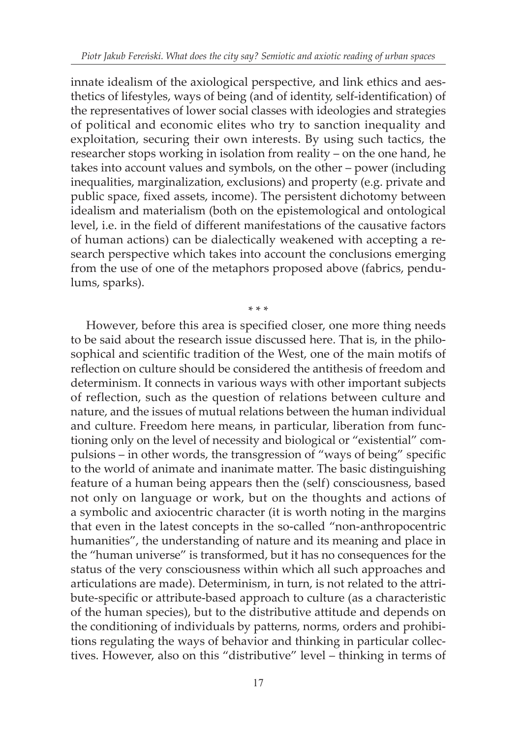innate idealism of the axiological perspective, and link ethics and aesthetics of lifestyles, ways of being (and of identity, self-identification) of the representatives of lower social classes with ideologies and strategies of political and economic elites who try to sanction inequality and exploitation, securing their own interests. By using such tactics, the researcher stops working in isolation from reality – on the one hand, he takes into account values and symbols, on the other – power (including inequalities, marginalization, exclusions) and property (e.g. private and public space, fixed assets, income). The persistent dichotomy between idealism and materialism (both on the epistemological and ontological level, i.e. in the field of different manifestations of the causative factors of human actions) can be dialectically weakened with accepting a research perspective which takes into account the conclusions emerging from the use of one of the metaphors proposed above (fabrics, pendulums, sparks).

\* \* \*

However, before this area is specified closer, one more thing needs to be said about the research issue discussed here. That is, in the philosophical and scientific tradition of the West, one of the main motifs of reflection on culture should be considered the antithesis of freedom and determinism. It connects in various ways with other important subjects of reflection, such as the question of relations between culture and nature, and the issues of mutual relations between the human individual and culture. Freedom here means, in particular, liberation from functioning only on the level of necessity and biological or "existential" compulsions – in other words, the transgression of "ways of being" specific to the world of animate and inanimate matter. The basic distinguishing feature of a human being appears then the (self) consciousness, based not only on language or work, but on the thoughts and actions of a symbolic and axiocentric character (it is worth noting in the margins that even in the latest concepts in the so-called "non-anthropocentric humanities", the understanding of nature and its meaning and place in the "human universe" is transformed, but it has no consequences for the status of the very consciousness within which all such approaches and articulations are made). Determinism, in turn, is not related to the attribute-specific or attribute-based approach to culture (as a characteristic of the human species), but to the distributive attitude and depends on the conditioning of individuals by patterns, norms, orders and prohibitions regulating the ways of behavior and thinking in particular collectives. However, also on this "distributive" level – thinking in terms of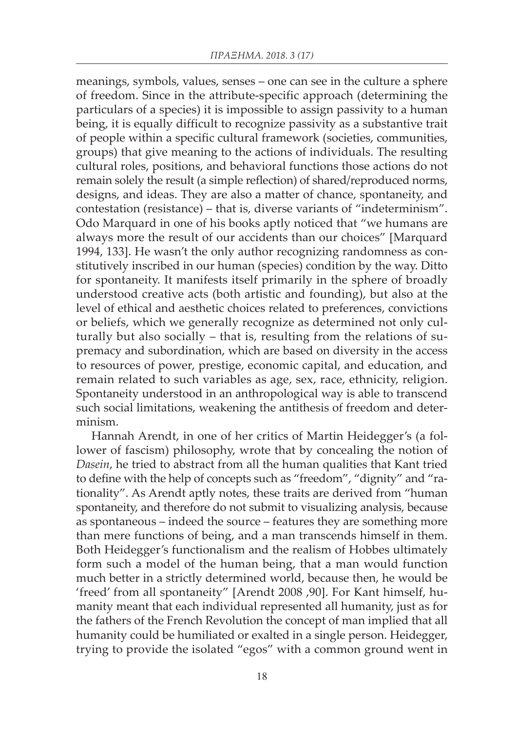meanings, symbols, values, senses – one can see in the culture a sphere of freedom. Since in the attribute-specific approach (determining the particulars of a species) it is impossible to assign passivity to a human being, it is equally difficult to recognize passivity as a substantive trait of people within a specific cultural framework (societies, communities, groups) that give meaning to the actions of individuals. The resulting cultural roles, positions, and behavioral functions those actions do not remain solely the result (a simple reflection) of shared/reproduced norms, designs, and ideas. They are also a matter of chance, spontaneity, and contestation (resistance) – that is, diverse variants of "indeterminism". Odo Marquard in one of his books aptly noticed that "we humans are always more the result of our accidents than our choices" [Marquard 1994, 133]. He wasn't the only author recognizing randomness as constitutively inscribed in our human (species) condition by the way. Ditto for spontaneity. It manifests itself primarily in the sphere of broadly understood creative acts (both artistic and founding), but also at the level of ethical and aesthetic choices related to preferences, convictions or beliefs, which we generally recognize as determined not only culturally but also socially – that is, resulting from the relations of supremacy and subordination, which are based on diversity in the access to resources of power, prestige, economic capital, and education, and remain related to such variables as age, sex, race, ethnicity, religion. Spontaneity understood in an anthropological way is able to transcend such social limitations, weakening the antithesis of freedom and determinism.

Hannah Arendt, in one of her critics of Martin Heidegger's (a follower of fascism) philosophy, wrote that by concealing the notion of *Dasein*, he tried to abstract from all the human qualities that Kant tried to define with the help of concepts such as "freedom", "dignity" and "rationality". As Arendt aptly notes, these traits are derived from "human spontaneity, and therefore do not submit to visualizing analysis, because as spontaneous – indeed the source – features they are something more than mere functions of being, and a man transcends himself in them. Both Heidegger's functionalism and the realism of Hobbes ultimately form such a model of the human being, that a man would function much better in a strictly determined world, because then, he would be 'freed' from all spontaneity" [Arendt 2008 ,90]. For Kant himself, humanity meant that each individual represented all humanity, just as for the fathers of the French Revolution the concept of man implied that all humanity could be humiliated or exalted in a single person. Heidegger, trying to provide the isolated "egos" with a common ground went in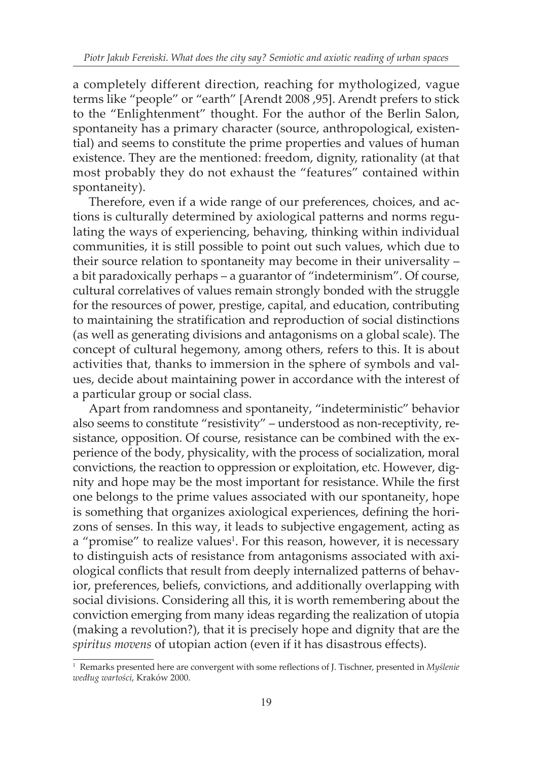a completely different direction, reaching for mythologized, vague terms like "people" or "earth" [Arendt 2008 ,95]. Arendt prefers to stick to the "Enlightenment" thought. For the author of the Berlin Salon, spontaneity has a primary character (source, anthropological, existential) and seems to constitute the prime properties and values of human existence. They are the mentioned: freedom, dignity, rationality (at that most probably they do not exhaust the "features" contained within spontaneity).

Therefore, even if a wide range of our preferences, choices, and actions is culturally determined by axiological patterns and norms regulating the ways of experiencing, behaving, thinking within individual communities, it is still possible to point out such values, which due to their source relation to spontaneity may become in their universality – a bit paradoxically perhaps – a guarantor of "indeterminism". Of course, cultural correlatives of values remain strongly bonded with the struggle for the resources of power, prestige, capital, and education, contributing to maintaining the stratification and reproduction of social distinctions (as well as generating divisions and antagonisms on a global scale). The concept of cultural hegemony, among others, refers to this. It is about activities that, thanks to immersion in the sphere of symbols and values, decide about maintaining power in accordance with the interest of a particular group or social class.

Apart from randomness and spontaneity, "indeterministic" behavior also seems to constitute "resistivity" – understood as non-receptivity, resistance, opposition. Of course, resistance can be combined with the experience of the body, physicality, with the process of socialization, moral convictions, the reaction to oppression or exploitation, etc. However, dignity and hope may be the most important for resistance. While the first one belongs to the prime values associated with our spontaneity, hope is something that organizes axiological experiences, defining the horizons of senses. In this way, it leads to subjective engagement, acting as a "promise" to realize values[1]. For this reason, however, it is necessary to distinguish acts of resistance from antagonisms associated with axiological conflicts that result from deeply internalized patterns of behavior, preferences, beliefs, convictions, and additionally overlapping with social divisions. Considering all this, it is worth remembering about the conviction emerging from many ideas regarding the realization of utopia (making a revolution?), that it is precisely hope and dignity that are the *spiritus movens* of utopian action (even if it has disastrous effects).

[1] Remarks presented here are convergent with some reflections of J. Tischner, presented in *Myślenie według wartości*, Kraków 2000.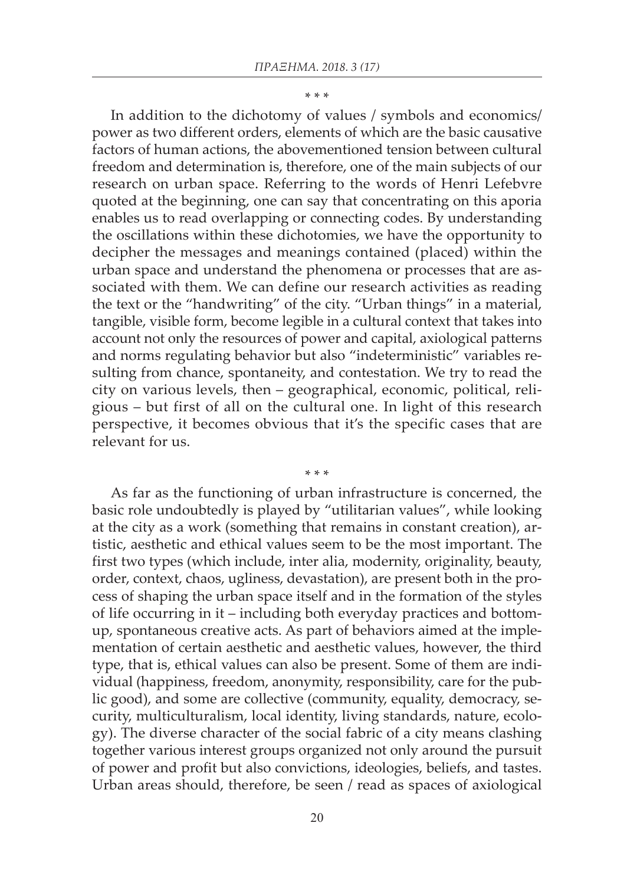\* \* \*

In addition to the dichotomy of values / symbols and economics/ power as two different orders, elements of which are the basic causative factors of human actions, the abovementioned tension between cultural freedom and determination is, therefore, one of the main subjects of our research on urban space. Referring to the words of Henri Lefebvre quoted at the beginning, one can say that concentrating on this aporia enables us to read overlapping or connecting codes. By understanding the oscillations within these dichotomies, we have the opportunity to decipher the messages and meanings contained (placed) within the urban space and understand the phenomena or processes that are associated with them. We can define our research activities as reading the text or the "handwriting" of the city. "Urban things" in a material, tangible, visible form, become legible in a cultural context that takes into account not only the resources of power and capital, axiological patterns and norms regulating behavior but also "indeterministic" variables resulting from chance, spontaneity, and contestation. We try to read the city on various levels, then – geographical, economic, political, religious – but first of all on the cultural one. In light of this research perspective, it becomes obvious that it's the specific cases that are relevant for us.

\* \* \*

As far as the functioning of urban infrastructure is concerned, the basic role undoubtedly is played by "utilitarian values", while looking at the city as a work (something that remains in constant creation), artistic, aesthetic and ethical values seem to be the most important. The first two types (which include, inter alia, modernity, originality, beauty, order, context, chaos, ugliness, devastation), are present both in the process of shaping the urban space itself and in the formation of the styles of life occurring in it – including both everyday practices and bottom-up, spontaneous creative acts. As part of behaviors aimed at the implementation of certain aesthetic and aesthetic values, however, the third type, that is, ethical values can also be present. Some of them are individual (happiness, freedom, anonymity, responsibility, care for the public good), and some are collective (community, equality, democracy, security, multiculturalism, local identity, living standards, nature, ecology). The diverse character of the social fabric of a city means clashing together various interest groups organized not only around the pursuit of power and profit but also convictions, ideologies, beliefs, and tastes. Urban areas should, therefore, be seen / read as spaces of axiological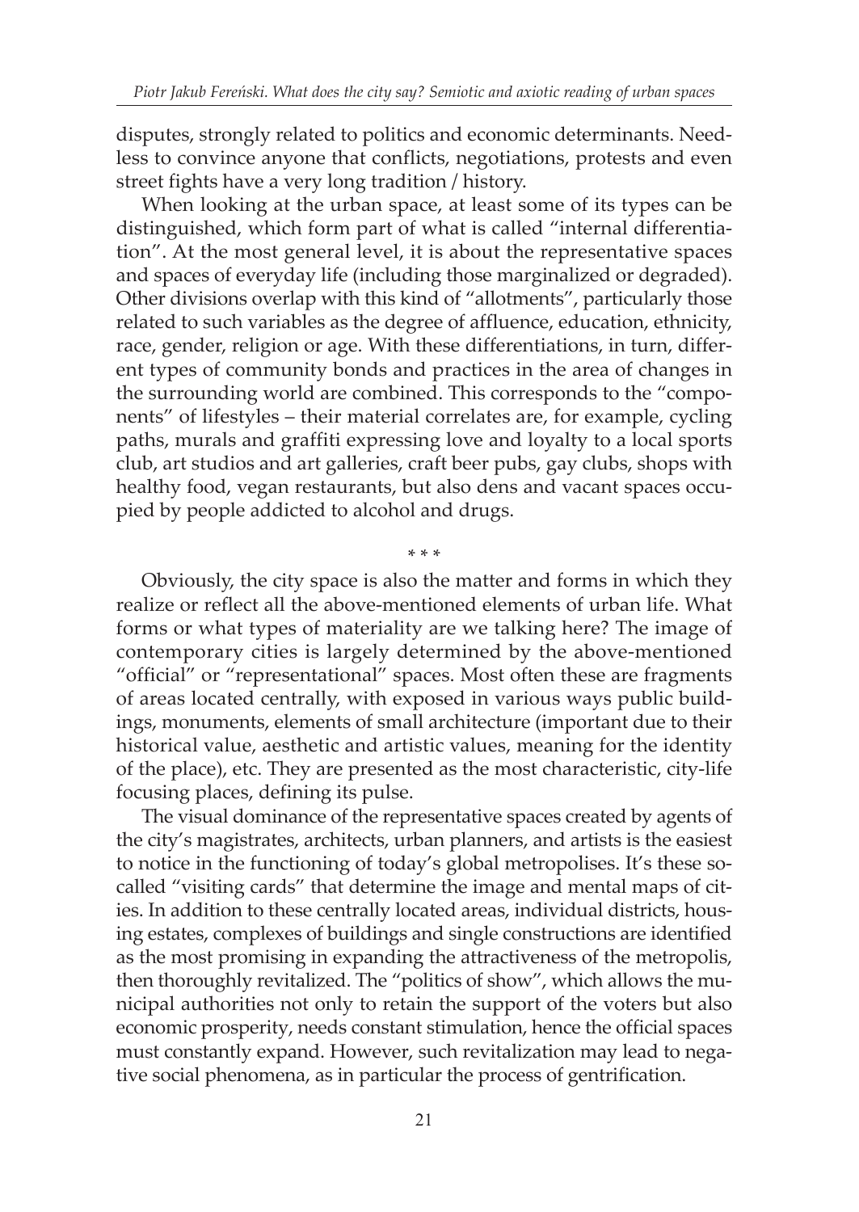disputes, strongly related to politics and economic determinants. Needless to convince anyone that conflicts, negotiations, protests and even street fights have a very long tradition / history.

When looking at the urban space, at least some of its types can be distinguished, which form part of what is called "internal differentiation". At the most general level, it is about the representative spaces and spaces of everyday life (including those marginalized or degraded). Other divisions overlap with this kind of "allotments", particularly those related to such variables as the degree of affluence, education, ethnicity, race, gender, religion or age. With these differentiations, in turn, different types of community bonds and practices in the area of changes in the surrounding world are combined. This corresponds to the "components" of lifestyles – their material correlates are, for example, cycling paths, murals and graffiti expressing love and loyalty to a local sports club, art studios and art galleries, craft beer pubs, gay clubs, shops with healthy food, vegan restaurants, but also dens and vacant spaces occupied by people addicted to alcohol and drugs.

\* \* \*

Obviously, the city space is also the matter and forms in which they realize or reflect all the above-mentioned elements of urban life. What forms or what types of materiality are we talking here? The image of contemporary cities is largely determined by the above-mentioned "official" or "representational" spaces. Most often these are fragments of areas located centrally, with exposed in various ways public buildings, monuments, elements of small architecture (important due to their historical value, aesthetic and artistic values, meaning for the identity of the place), etc. They are presented as the most characteristic, city-life focusing places, defining its pulse.

The visual dominance of the representative spaces created by agents of the city's magistrates, architects, urban planners, and artists is the easiest to notice in the functioning of today's global metropolises. It's these so-called "visiting cards" that determine the image and mental maps of cities. In addition to these centrally located areas, individual districts, housing estates, complexes of buildings and single constructions are identified as the most promising in expanding the attractiveness of the metropolis, then thoroughly revitalized. The "politics of show", which allows the municipal authorities not only to retain the support of the voters but also economic prosperity, needs constant stimulation, hence the official spaces must constantly expand. However, such revitalization may lead to negative social phenomena, as in particular the process of gentrification.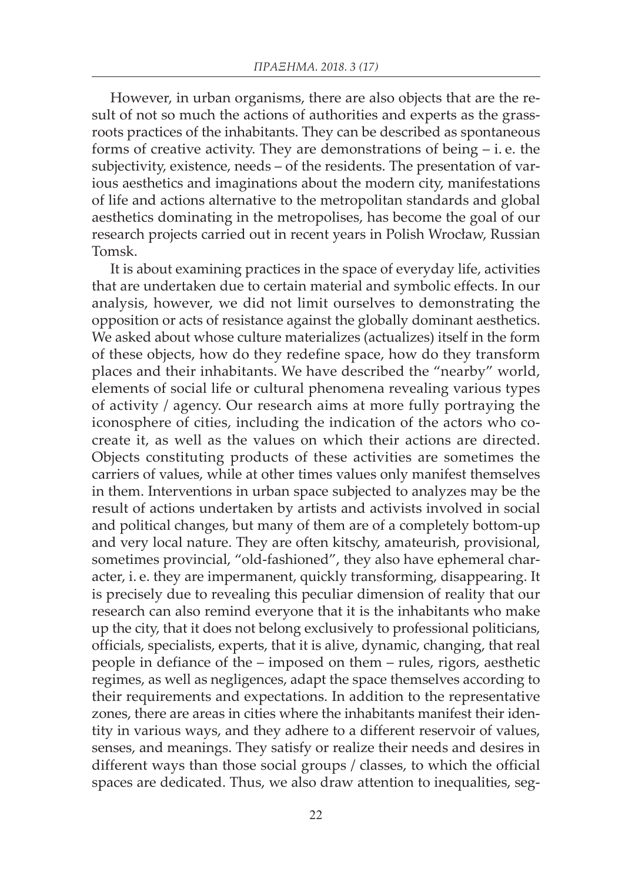However, in urban organisms, there are also objects that are the result of not so much the actions of authorities and experts as the grassroots practices of the inhabitants. They can be described as spontaneous forms of creative activity. They are demonstrations of being – i. e. the subjectivity, existence, needs – of the residents. The presentation of various aesthetics and imaginations about the modern city, manifestations of life and actions alternative to the metropolitan standards and global aesthetics dominating in the metropolises, has become the goal of our research projects carried out in recent years in Polish Wrocław, Russian Tomsk.

It is about examining practices in the space of everyday life, activities that are undertaken due to certain material and symbolic effects. In our analysis, however, we did not limit ourselves to demonstrating the opposition or acts of resistance against the globally dominant aesthetics. We asked about whose culture materializes (actualizes) itself in the form of these objects, how do they redefine space, how do they transform places and their inhabitants. We have described the "nearby" world, elements of social life or cultural phenomena revealing various types of activity / agency. Our research aims at more fully portraying the iconosphere of cities, including the indication of the actors who co-create it, as well as the values on which their actions are directed. Objects constituting products of these activities are sometimes the carriers of values, while at other times values only manifest themselves in them. Interventions in urban space subjected to analyzes may be the result of actions undertaken by artists and activists involved in social and political changes, but many of them are of a completely bottom-up and very local nature. They are often kitschy, amateurish, provisional, sometimes provincial, "old-fashioned", they also have ephemeral character, i. e. they are impermanent, quickly transforming, disappearing. It is precisely due to revealing this peculiar dimension of reality that our research can also remind everyone that it is the inhabitants who make up the city, that it does not belong exclusively to professional politicians, officials, specialists, experts, that it is alive, dynamic, changing, that real people in defiance of the – imposed on them – rules, rigors, aesthetic regimes, as well as negligences, adapt the space themselves according to their requirements and expectations. In addition to the representative zones, there are areas in cities where the inhabitants manifest their identity in various ways, and they adhere to a different reservoir of values, senses, and meanings. They satisfy or realize their needs and desires in different ways than those social groups / classes, to which the official spaces are dedicated. Thus, we also draw attention to inequalities, seg-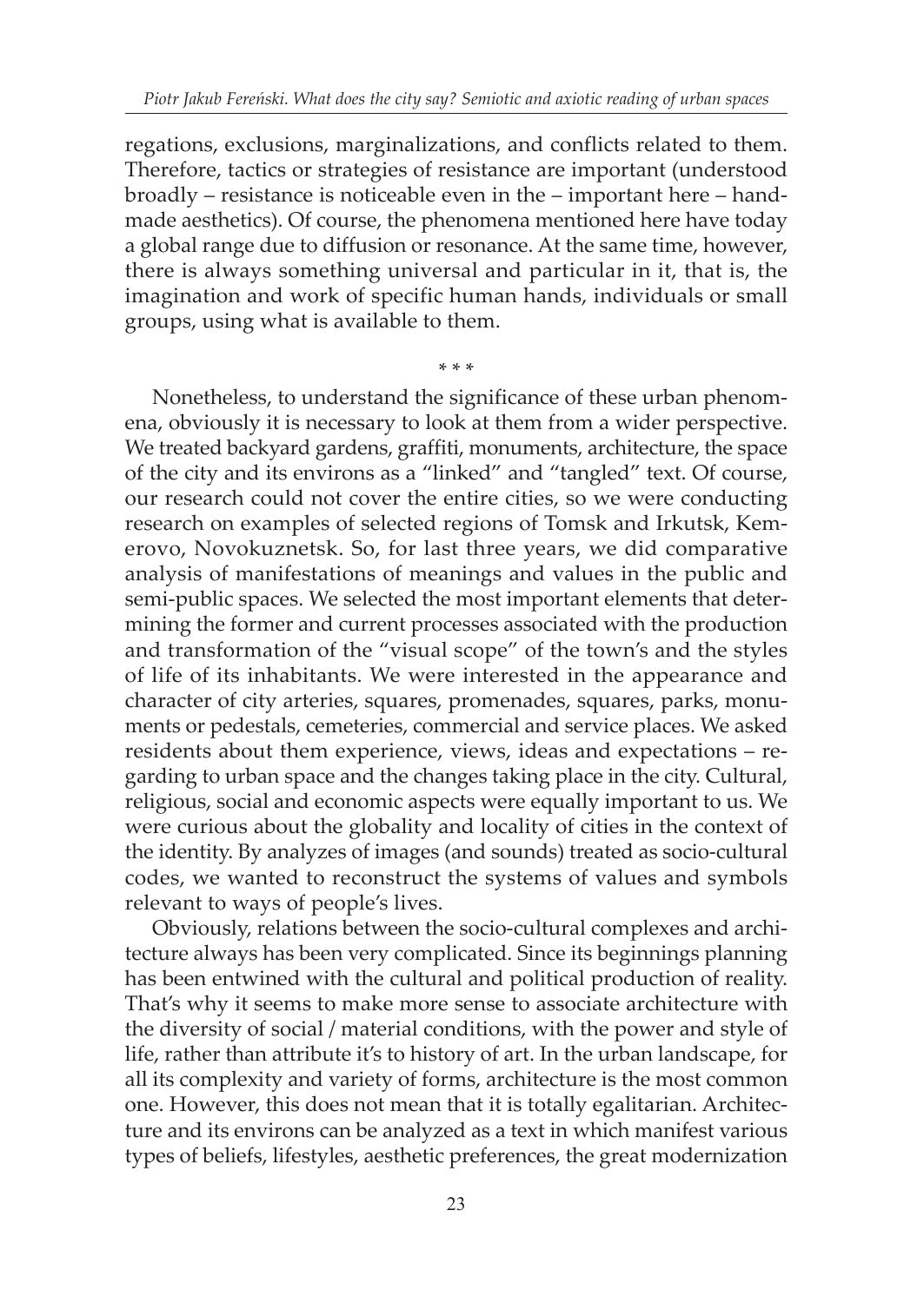regations, exclusions, marginalizations, and conflicts related to them. Therefore, tactics or strategies of resistance are important (understood broadly – resistance is noticeable even in the – important here – handmade aesthetics). Of course, the phenomena mentioned here have today a global range due to diffusion or resonance. At the same time, however, there is always something universal and particular in it, that is, the imagination and work of specific human hands, individuals or small groups, using what is available to them.

\* \* \*

Nonetheless, to understand the significance of these urban phenomena, obviously it is necessary to look at them from a wider perspective. We treated backyard gardens, graffiti, monuments, architecture, the space of the city and its environs as a "linked" and "tangled" text. Of course, our research could not cover the entire cities, so we were conducting research on examples of selected regions of Tomsk and Irkutsk, Kemerovo, Novokuznetsk. So, for last three years, we did comparative analysis of manifestations of meanings and values in the public and semi-public spaces. We selected the most important elements that determining the former and current processes associated with the production and transformation of the "visual scope" of the town's and the styles of life of its inhabitants. We were interested in the appearance and character of city arteries, squares, promenades, squares, parks, monuments or pedestals, cemeteries, commercial and service places. We asked residents about them experience, views, ideas and expectations – regarding to urban space and the changes taking place in the city. Cultural, religious, social and economic aspects were equally important to us. We were curious about the globality and locality of cities in the context of the identity. By analyzes of images (and sounds) treated as socio-cultural codes, we wanted to reconstruct the systems of values and symbols relevant to ways of people's lives.

Obviously, relations between the socio-cultural complexes and architecture always has been very complicated. Since its beginnings planning has been entwined with the cultural and political production of reality. That's why it seems to make more sense to associate architecture with the diversity of social / material conditions, with the power and style of life, rather than attribute it's to history of art. In the urban landscape, for all its complexity and variety of forms, architecture is the most common one. However, this does not mean that it is totally egalitarian. Architecture and its environs can be analyzed as a text in which manifest various types of beliefs, lifestyles, aesthetic preferences, the great modernization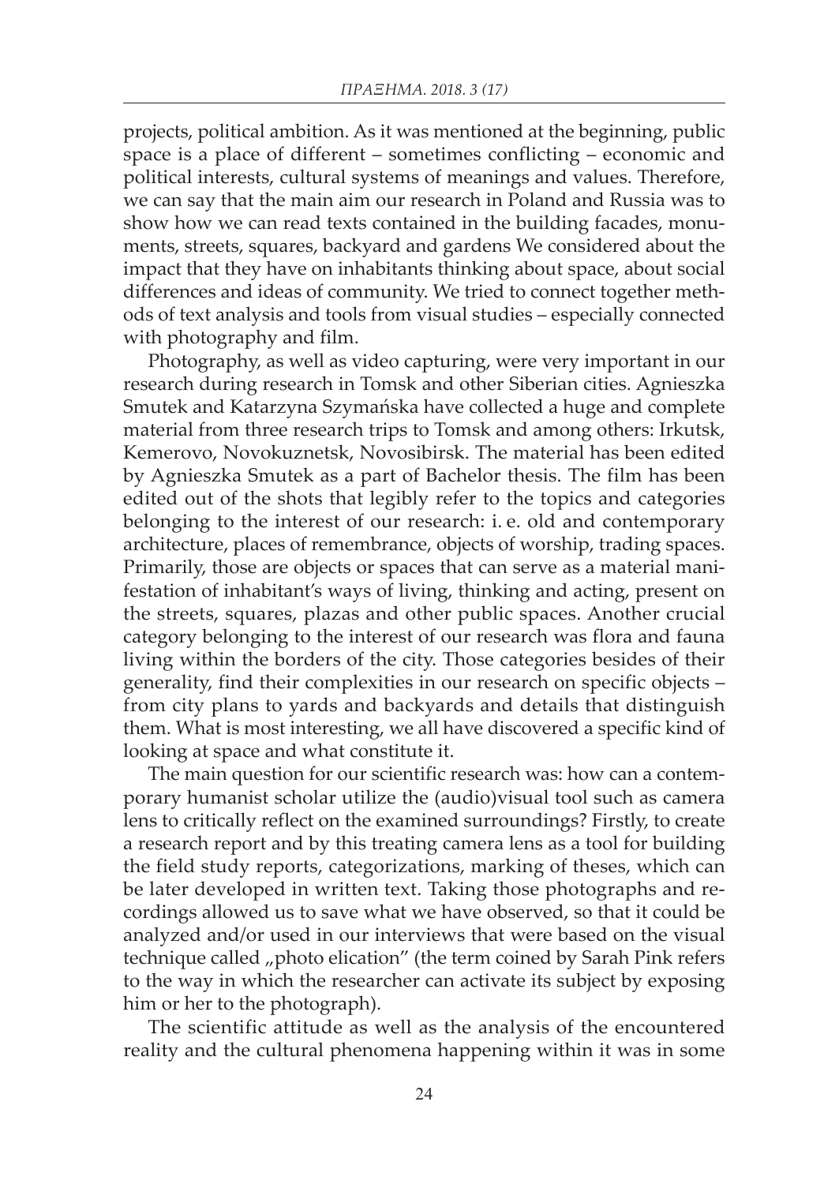projects, political ambition. As it was mentioned at the beginning, public space is a place of different – sometimes conflicting – economic and political interests, cultural systems of meanings and values. Therefore, we can say that the main aim our research in Poland and Russia was to show how we can read texts contained in the building facades, monuments, streets, squares, backyard and gardens We considered about the impact that they have on inhabitants thinking about space, about social differences and ideas of community. We tried to connect together methods of text analysis and tools from visual studies – especially connected with photography and film.

Photography, as well as video capturing, were very important in our research during research in Tomsk and other Siberian cities. Agnieszka Smutek and Katarzyna Szymańska have collected a huge and complete material from three research trips to Tomsk and among others: Irkutsk, Kemerovo, Novokuznetsk, Novosibirsk. The material has been edited by Agnieszka Smutek as a part of Bachelor thesis. The film has been edited out of the shots that legibly refer to the topics and categories belonging to the interest of our research: i. e. old and contemporary architecture, places of remembrance, objects of worship, trading spaces. Primarily, those are objects or spaces that can serve as a material manifestation of inhabitant's ways of living, thinking and acting, present on the streets, squares, plazas and other public spaces. Another crucial category belonging to the interest of our research was flora and fauna living within the borders of the city. Those categories besides of their generality, find their complexities in our research on specific objects – from city plans to yards and backyards and details that distinguish them. What is most interesting, we all have discovered a specific kind of looking at space and what constitute it.

The main question for our scientific research was: how can a contemporary humanist scholar utilize the (audio)visual tool such as camera lens to critically reflect on the examined surroundings? Firstly, to create a research report and by this treating camera lens as a tool for building the field study reports, categorizations, marking of theses, which can be later developed in written text. Taking those photographs and recordings allowed us to save what we have observed, so that it could be analyzed and/or used in our interviews that were based on the visual technique called „photo elication" (the term coined by Sarah Pink refers to the way in which the researcher can activate its subject by exposing him or her to the photograph).

The scientific attitude as well as the analysis of the encountered reality and the cultural phenomena happening within it was in some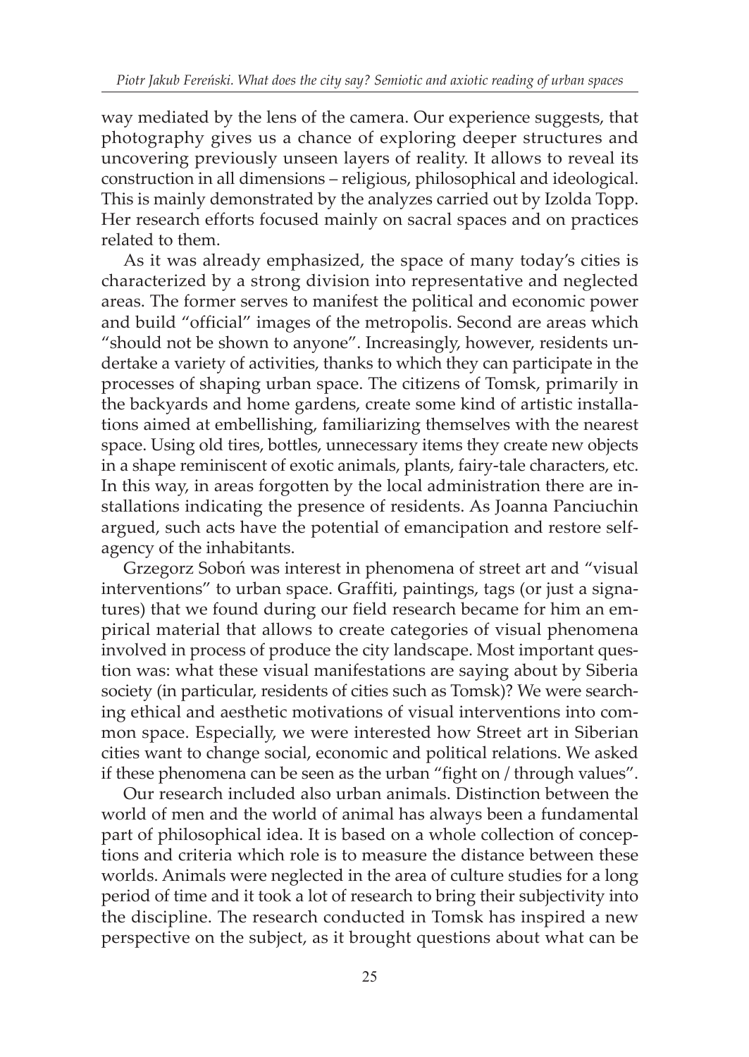way mediated by the lens of the camera. Our experience suggests, that photography gives us a chance of exploring deeper structures and uncovering previously unseen layers of reality. It allows to reveal its construction in all dimensions – religious, philosophical and ideological. This is mainly demonstrated by the analyzes carried out by Izolda Topp. Her research efforts focused mainly on sacral spaces and on practices related to them.

As it was already emphasized, the space of many today's cities is characterized by a strong division into representative and neglected areas. The former serves to manifest the political and economic power and build "official" images of the metropolis. Second are areas which "should not be shown to anyone". Increasingly, however, residents undertake a variety of activities, thanks to which they can participate in the processes of shaping urban space. The citizens of Tomsk, primarily in the backyards and home gardens, create some kind of artistic installations aimed at embellishing, familiarizing themselves with the nearest space. Using old tires, bottles, unnecessary items they create new objects in a shape reminiscent of exotic animals, plants, fairy-tale characters, etc. In this way, in areas forgotten by the local administration there are installations indicating the presence of residents. As Joanna Panciuchin argued, such acts have the potential of emancipation and restore self-agency of the inhabitants.

Grzegorz Soboń was interest in phenomena of street art and "visual interventions" to urban space. Graffiti, paintings, tags (or just a signatures) that we found during our field research became for him an empirical material that allows to create categories of visual phenomena involved in process of produce the city landscape. Most important question was: what these visual manifestations are saying about by Siberia society (in particular, residents of cities such as Tomsk)? We were searching ethical and aesthetic motivations of visual interventions into common space. Especially, we were interested how Street art in Siberian cities want to change social, economic and political relations. We asked if these phenomena can be seen as the urban "fight on / through values".

Our research included also urban animals. Distinction between the world of men and the world of animal has always been a fundamental part of philosophical idea. It is based on a whole collection of conceptions and criteria which role is to measure the distance between these worlds. Animals were neglected in the area of culture studies for a long period of time and it took a lot of research to bring their subjectivity into the discipline. The research conducted in Tomsk has inspired a new perspective on the subject, as it brought questions about what can be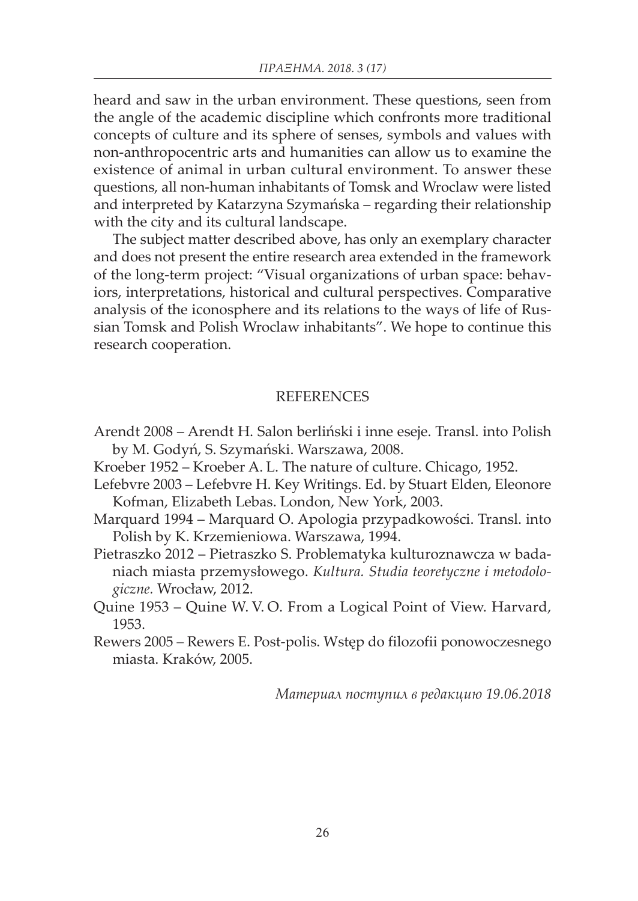heard and saw in the urban environment. These questions, seen from the angle of the academic discipline which confronts more traditional concepts of culture and its sphere of senses, symbols and values with non-anthropocentric arts and humanities can allow us to examine the existence of animal in urban cultural environment. To answer these questions, all non-human inhabitants of Tomsk and Wroclaw were listed and interpreted by Katarzyna Szymańska – regarding their relationship with the city and its cultural landscape.

The subject matter described above, has only an exemplary character and does not present the entire research area extended in the framework of the long-term project: "Visual organizations of urban space: behaviors, interpretations, historical and cultural perspectives. Comparative analysis of the iconosphere and its relations to the ways of life of Russian Tomsk and Polish Wroclaw inhabitants". We hope to continue this research cooperation.

## REFERENCES

Arendt 2008 – Arendt H. Salon berliński i inne eseje. Transl. into Polish by M. Godyń, S. Szymański. Warszawa, 2008.

Kroeber 1952 – Kroeber A. L. The nature of culture. Chicago, 1952.

Lefebvre 2003 – Lefebvre H. Key Writings. Ed. by Stuart Elden, Eleonore Kofman, Elizabeth Lebas. London, New York, 2003.

Marquard 1994 – Marquard O. Apologia przypadkowości. Transl. into Polish by K. Krzemieniowa. Warszawa, 1994.

Pietraszko 2012 – Pietraszko S. Problematyka kulturoznawcza w badaniach miasta przemysłowego. *Kultura. Studia teoretyczne i metodologiczne.* Wrocław, 2012.

Quine 1953 – Quine W. V. O. From a Logical Point of View. Harvard, 1953.

Rewers 2005 – Rewers E. Post-polis. Wstęp do filozofii ponowoczesnego miasta. Kraków, 2005.

*Материал поступил в редакцию 19.06.2018*